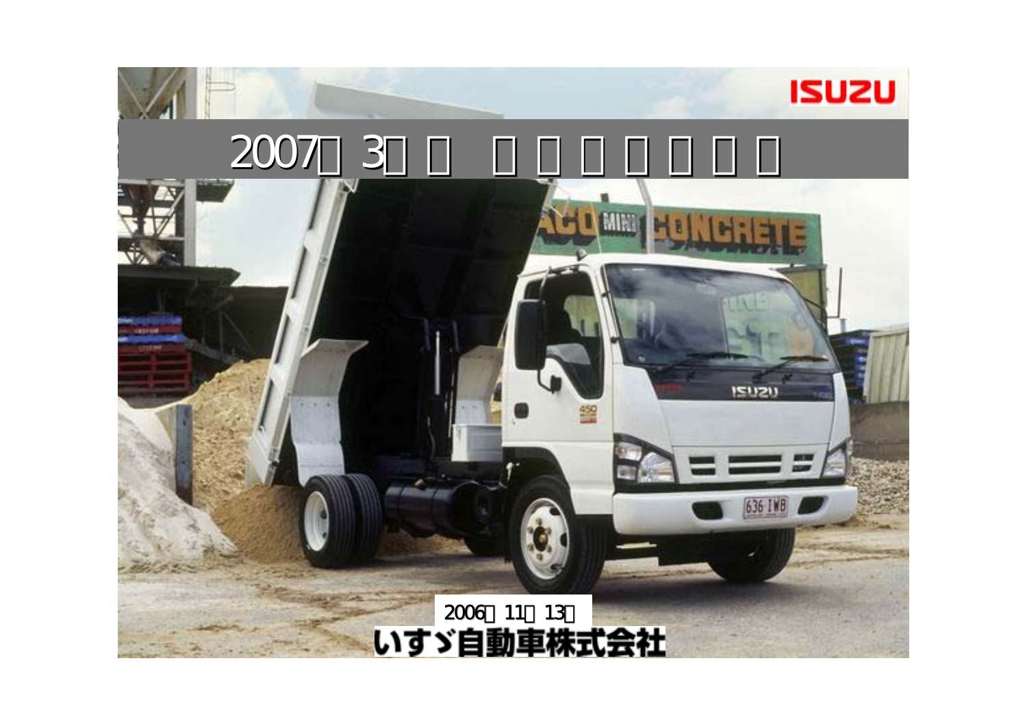# 2007年3月期 中間決算説明会

2006年11月13日

いすゞ自動車株式会社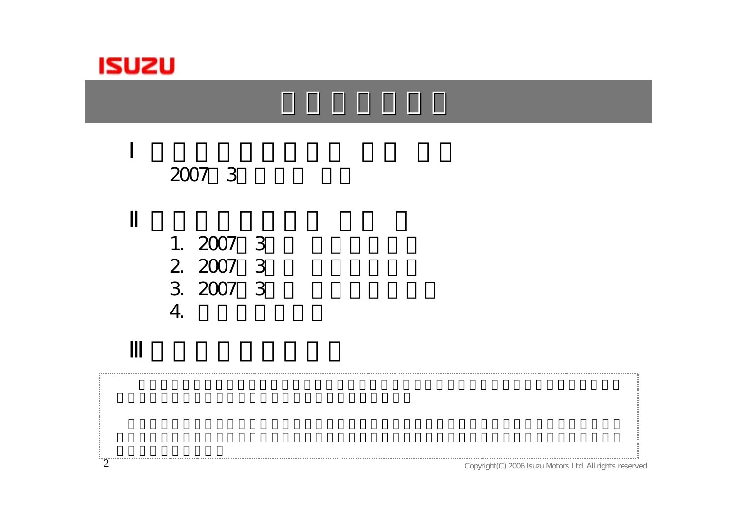ISUZU

Ⅰ

2007 3

Ⅱ

1. 2007 3
2. 2007 3
3. 2007 3
4.

Ⅲ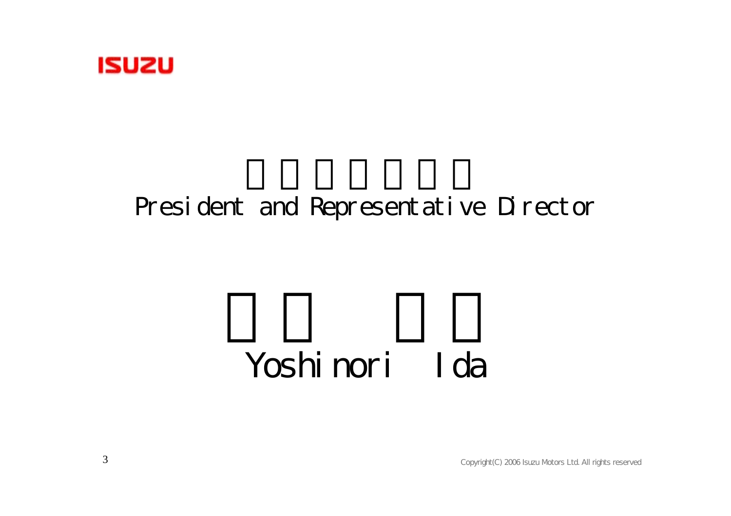President and Representative Director

# Yoshinori Ida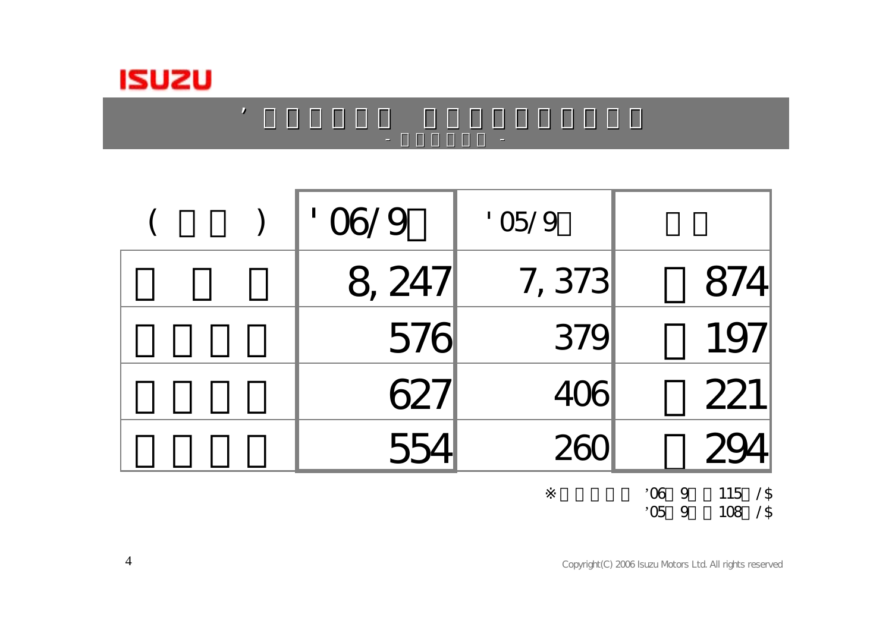# ’□□□□□□ □□□□□□□□□

## - □□□□□□ -

| (□□) | '06/9□ | '05/9□ | □□ |
|---|---|---|---|
| □□□ | 8,247 | 7,373 | □874 |
| □□□□ | 576 | 379 | □197 |
| □□□□ | 627 | 406 | □221 |
| □□□□ | 554 | 260 | □294 |

※□□□□□ ’06□9□□115□/$
’05□9□□108□/$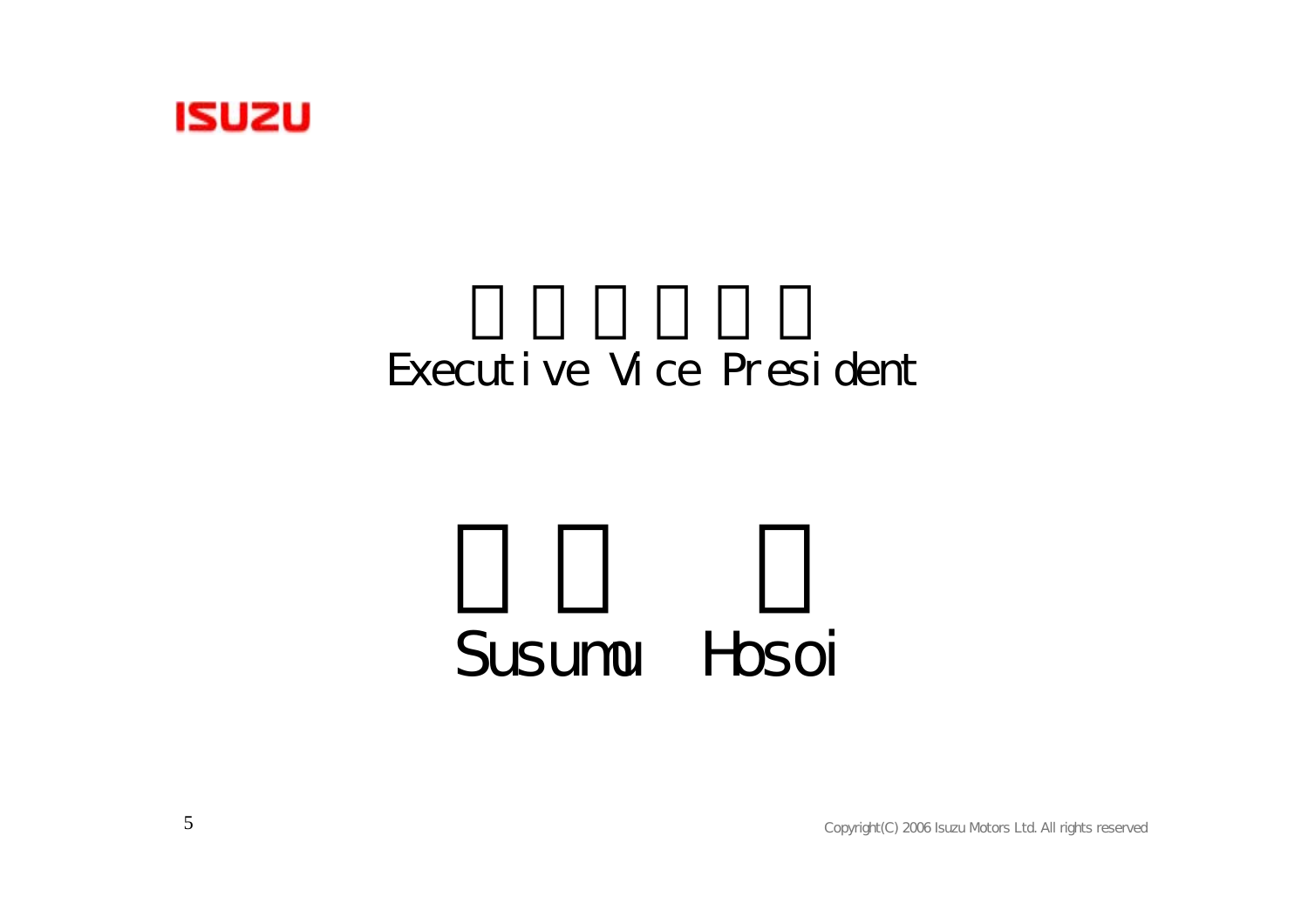ISUZU

Executive Vice President

Susumu Hosoi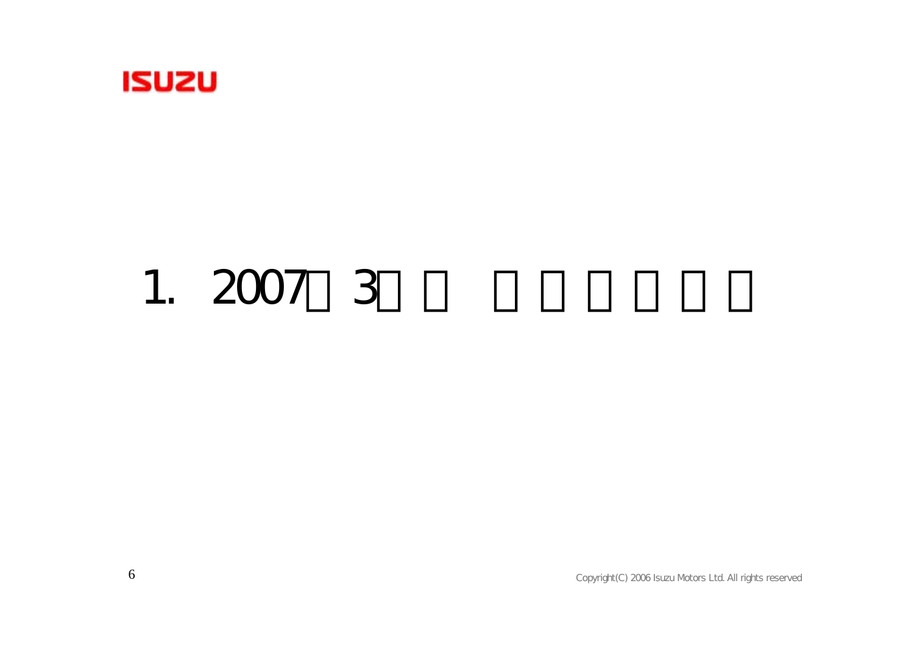# 1. 2007□3□□ □□□□□□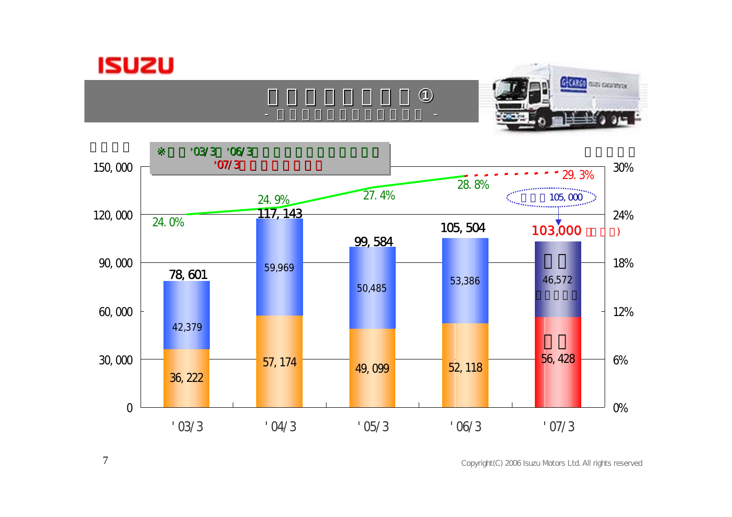# ①

※ '03/3 '06/3
'07/3

| | '03/3 | '04/3 | '05/3 | '06/3 | '07/3 |
|---|---|---|---|---|---|
| Total | 78,601 | 117,143 | 99,584 | 105,504 | 103,000 |
| Upper segment | 42,379 | 59,969 | 50,485 | 53,386 | 46,572 |
| Lower segment | 36,222 | 57,174 | 49,099 | 52,118 | 56,428 |
| % | 24.0% | 24.9% | 27.4% | 28.8% | 29.3% |

105,000

Copyright(C) 2006 Isuzu Motors Ltd. All rights reserved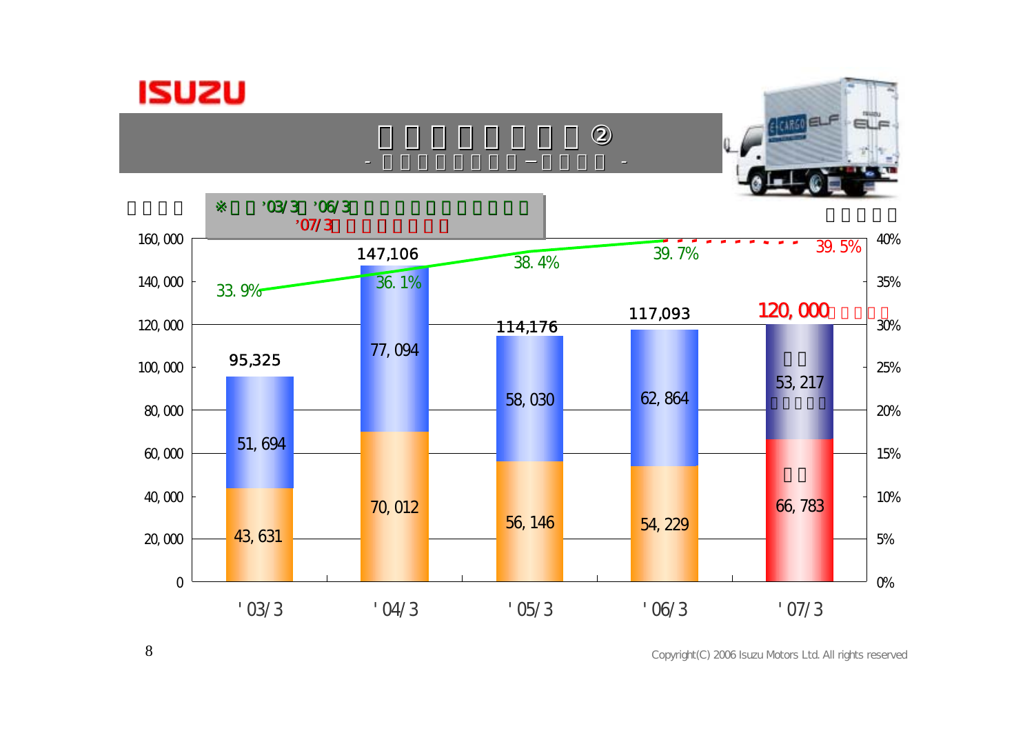# ②

'03/3 - '06/3 - '07/3

| | '03/3 | '04/3 | '05/3 | '06/3 | '07/3 |
|---|---|---|---|---|---|
| Upper segment | 51,694 | 77,094 | 58,030 | 62,864 | 53,217 |
| Lower segment | 43,631 | 70,012 | 56,146 | 54,229 | 66,783 |
| Total | 95,325 | 147,106 | 114,176 | 117,093 | 120,000 |
| % | 33.9% | 36.1% | 38.4% | 39.7% | 39.5% |

Copyright(C) 2006 Isuzu Motors Ltd. All rights reserved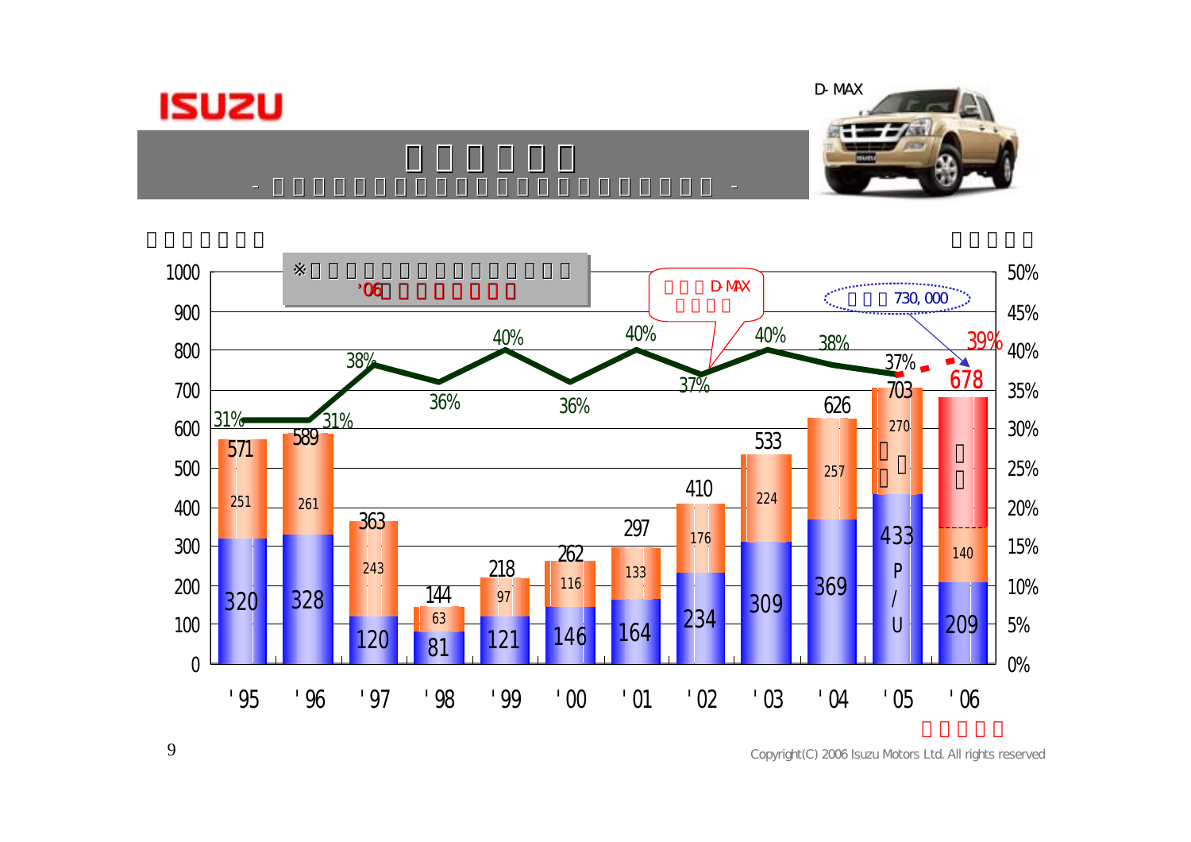ISUZU

D-MAX

| Year | Lower segment (blue) | Upper segment (orange) | Total | % |
|---|---|---|---|---|
| '95 | 320 | 251 | 571 | 31% |
| '96 | 328 | 261 | 589 | 31% |
| '97 | 120 | 243 | 363 | 38% |
| '98 | 81 | 63 | 144 | 36% |
| '99 | 121 | 97 | 218 | 40% |
| '00 | 146 | 116 | 262 | 36% |
| '01 | 164 | 133 | 297 | 40% |
| '02 | 234 | 176 | 410 | 37% |
| '03 | 309 | 224 | 533 | 40% |
| '04 | 369 | 257 | 626 | 38% |
| '05 | 433 (P/U) | 270 | 703 | 37% |
| '06 | 209 | 140 | 678 | 39% |

※ '06

D-MAX

730,000

Copyright(C) 2006 Isuzu Motors Ltd. All rights reserved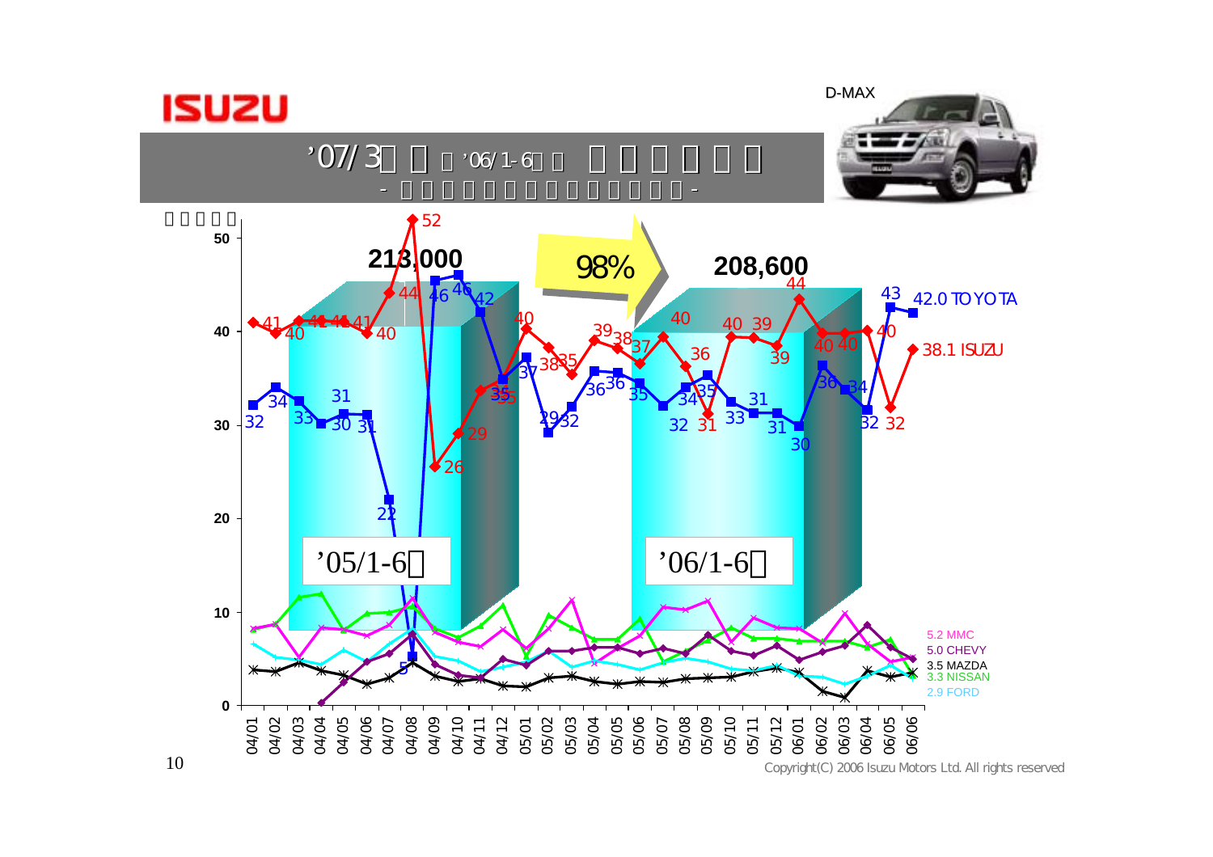ISUZU

# '07/3 □□ □'06/1-6□□ □□□□□□

- □□□□□□□□□□□□□□□ -

D-MAX

□□□□□

| | 04/01 | 04/02 | 04/03 | 04/04 | 04/05 | 04/06 | 04/07 | 04/08 | 04/09 | 04/10 | 04/11 | 04/12 | 05/01 | 05/02 | 05/03 | 05/04 | 05/05 | 05/06 | 05/07 | 05/08 | 05/09 | 05/10 | 05/11 | 05/12 | 06/01 | 06/02 | 06/03 | 06/04 | 06/05 | 06/06 |
|---|---|---|---|---|---|---|---|---|---|---|---|---|---|---|---|---|---|---|---|---|---|---|---|---|---|---|---|---|---|---|
| ISUZU | 41 | 40 | 41 | 41 | 41 | 40 | 44 | 52 | 26 | 29 | 35 | 35 | 40 | 38 | 35 | 39 | 38 | 37 | 40 | 36 | 31 | 40 | 39 | 39 | 44 | 40 | 40 | 40 | 32 | 38.1 |
| TOYOTA | 32 | 34 | 33 | 30 | 31 | 31 | 22 | 5 | 46 | 46 | 42 | 35 | 37 | 29 | 32 | 36 | 36 | 35 | 32 | 34 | 35 | 33 | 31 | 31 | 30 | 36 | 34 | 32 | 43 | 42.0 |

'05/1-6□: 213,000

'06/1-6□: 208,600

98%

5.2 MMC
5.0 CHEVY
3.5 MAZDA
3.3 NISSAN
2.9 FORD

Copyright(C) 2006 Isuzu Motors Ltd. All rights reserved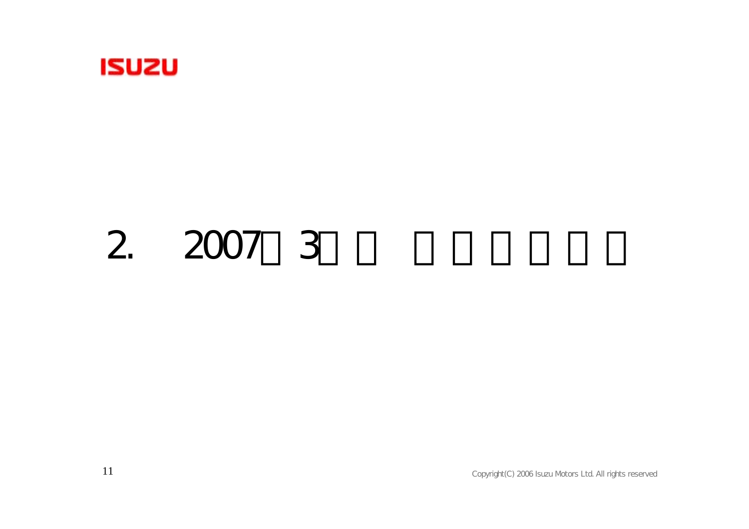# 2. 2007□3□□ □□□□□□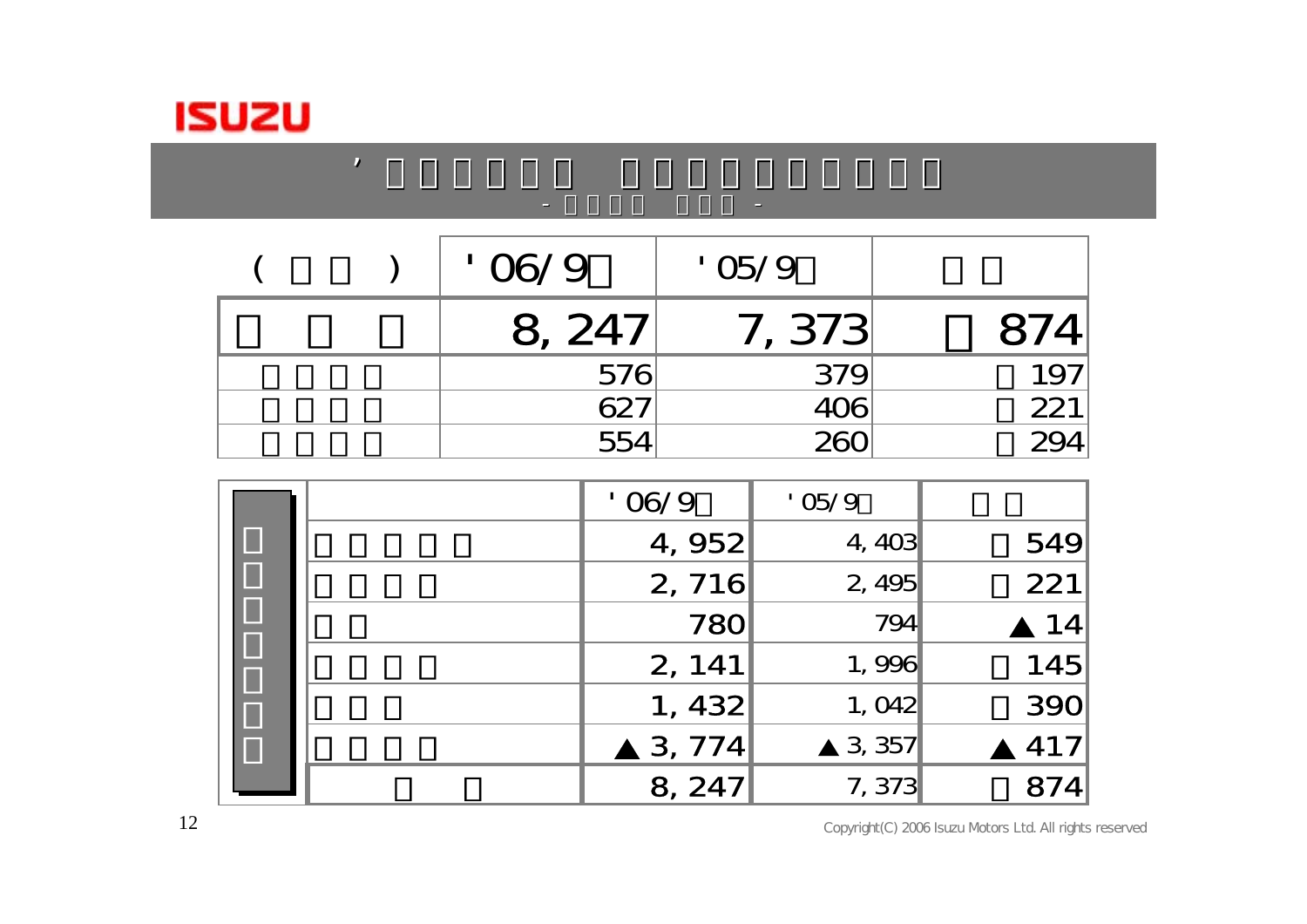# ’□□□□□□ □□□□□□□□□□

- □□□□ □□□ -

| ( □□ ) | '06/9□ | '05/9□ | □□ |
|---|---|---|---|
| □ □ □ | 8,247 | 7,373 | □ 874 |
| □□□□ | 576 | 379 | □ 197 |
| □□□□ | 627 | 406 | □ 221 |
| □□□□ | 554 | 260 | □ 294 |

| □□□□□□□ | | '06/9□ | '05/9□ | □□ |
|---|---|---|---|---|
| | □□□□□ | 4,952 | 4,403 | □ 549 |
| | □□□□ | 2,716 | 2,495 | □ 221 |
| | □□ | 780 | 794 | ▲14 |
| | □□□□ | 2,141 | 1,996 | □ 145 |
| | □□□ | 1,432 | 1,042 | □ 390 |
| | □□□□ | ▲3,774 | ▲3,357 | ▲417 |
| | □ □ | 8,247 | 7,373 | □ 874 |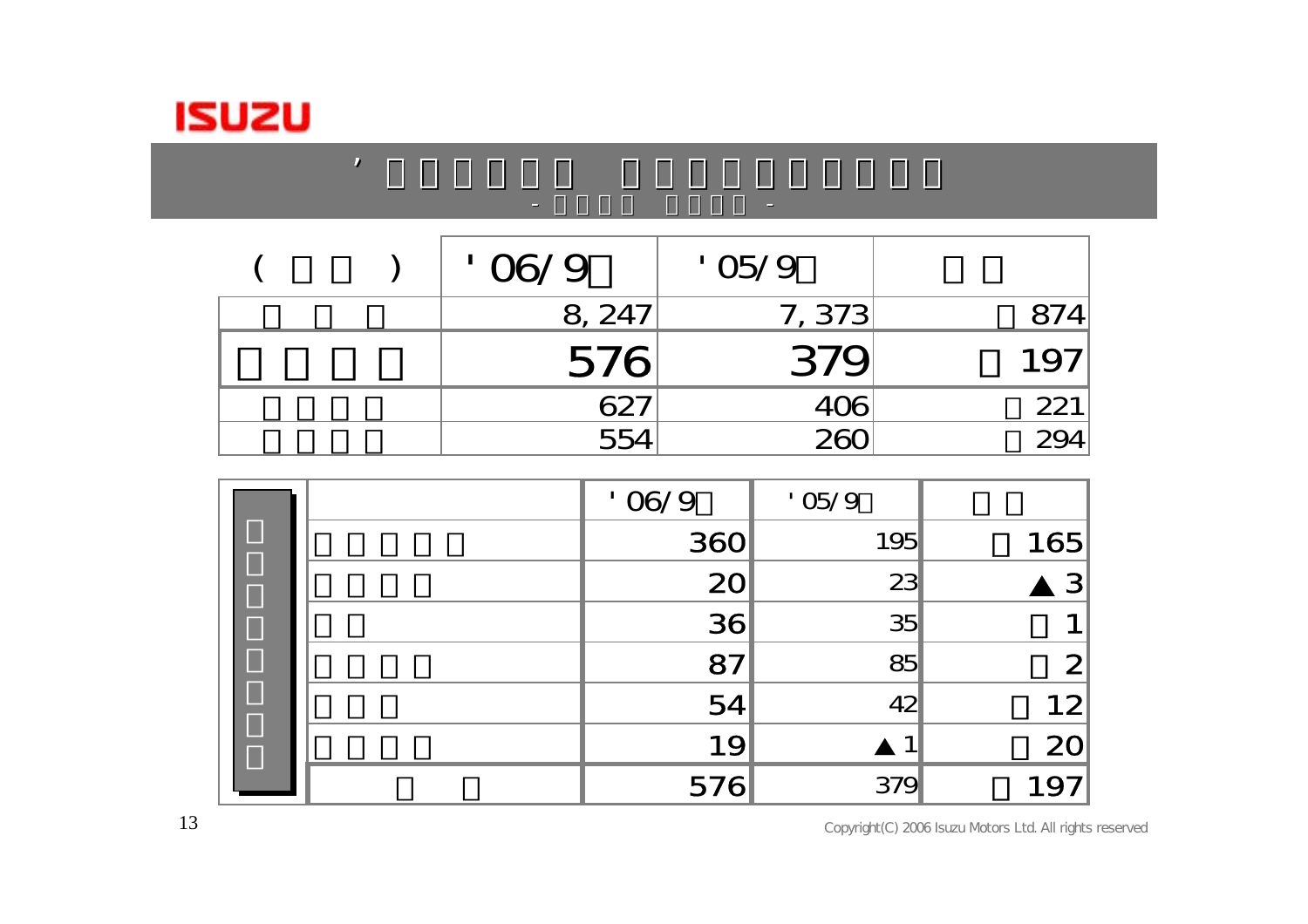# ’ □□□□□□ □□□□□□□□□

- □□□□ □□□□ -

| ( □□ ) | '06/9□ | '05/9□ | □□ |
|---|---|---|---|
| □□□ | 8,247 | 7,373 | □874 |
| **□□□□** | **576** | **379** | **□197** |
| □□□□ | 627 | 406 | □221 |
| □□□□ | 554 | 260 | □294 |

| □□□□□□□□ | | '06/9□ | '05/9□ | □□ |
|---|---|---|---|---|
| | □□□□□ | 360 | 195 | □165 |
| | □□□□ | 20 | 23 | ▲3 |
| | □□ | 36 | 35 | □1 |
| | □□□□ | 87 | 85 | □2 |
| | □□□ | 54 | 42 | □12 |
| | □□□□ | 19 | ▲1 | □20 |
| | □ □ | 576 | 379 | □197 |

Copyright(C) 2006 Isuzu Motors Ltd. All rights reserved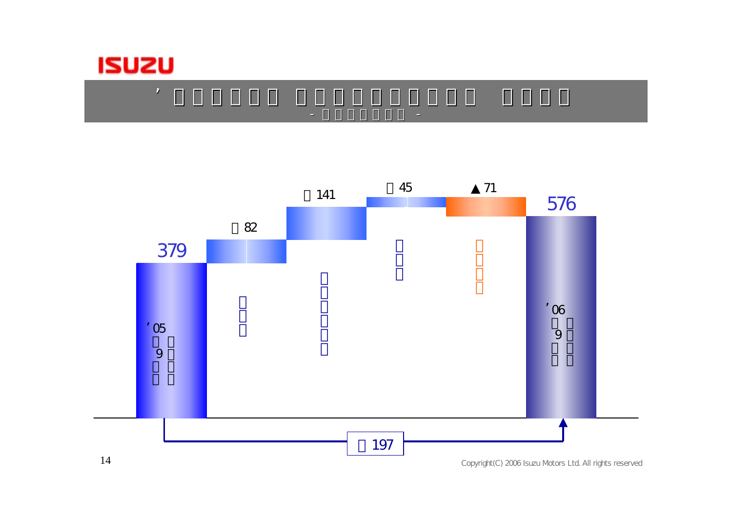’

379

82

141

45

▲71

576

’05 9

’06 9

197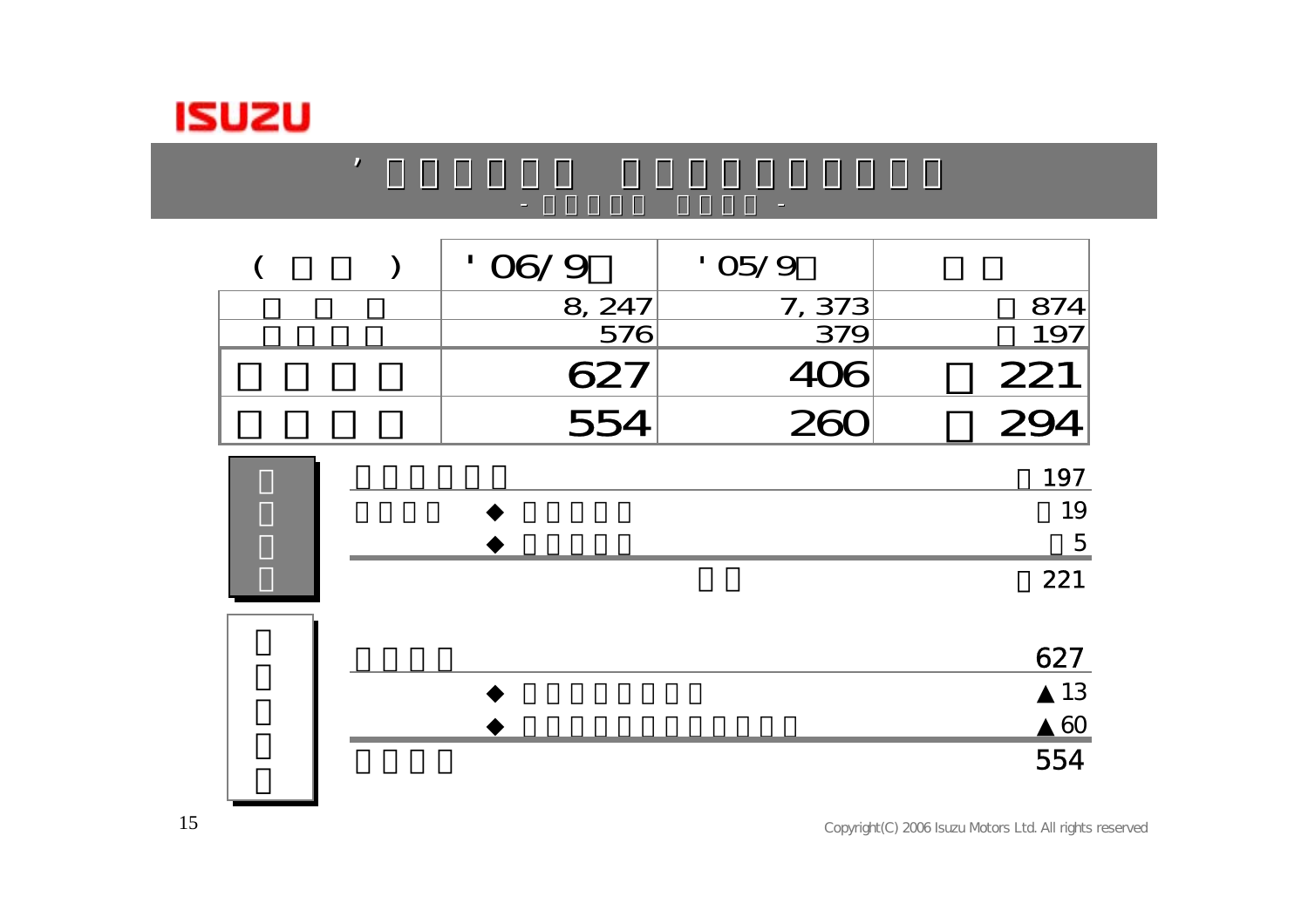# ’□□□□□□ □□□□□□□□□□

- □□□□□□ □□□□ -

| (□□) | '06/9□ | '05/9□ | □□ |
|---|---|---|---|
| □□□ | 8,247 | 7,373 | □874 |
| □□□□ | 576 | 379 | □197 |
| □□□□ | 627 | 406 | □221 |
| □□□□ | 554 | 260 | □294 |

**□□□□**

| | | |
|---|---|---|
| □□□□□□ | | □197 |
| □□□□ | ◆ □□□□□ | □19 |
| | ◆ □□□□□ | □5 |
| | □□ | □221 |

**□□□□□**

| | | |
|---|---|---|
| □□□□ | | 627 |
| | ◆ □□□□□□□□ | ▲13 |
| | ◆ □□□□□□□□□□□□□□ | ▲60 |
| □□□□ | | 554 |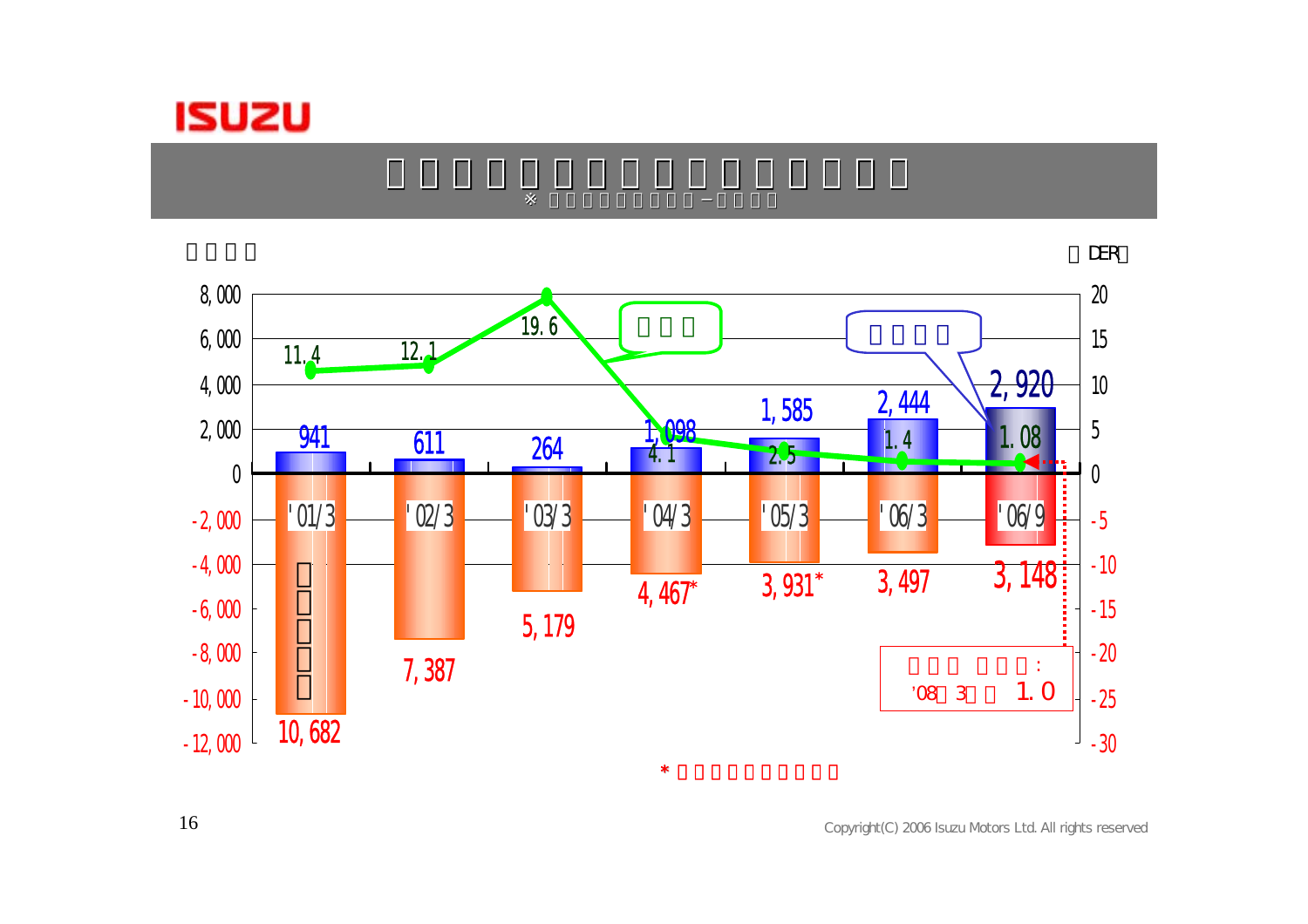# □□□□□□□□□□□□□□□□

※ □□□□□□□□□ − □□□□

□□□□ （DER）

| | '01/3 | '02/3 | '03/3 | '04/3 | '05/3 | '06/3 | '06/9 |
|---|---|---|---|---|---|---|---|
| □□□□ | 941 | 611 | 264 | 1,098 | 1,585 | 2,444 | 2,920 |
| □□□□□ | 10,682 | 7,387 | 5,179 | 4,467* | 3,931* | 3,497 | 3,148 |
| DER | 11.4 | 12.1 | 19.6 | 4.1 | 2.5 | 1.4 | 1.08 |

□□□ □□□: '08□3□□ 1.0

\* □□□□□□□□□□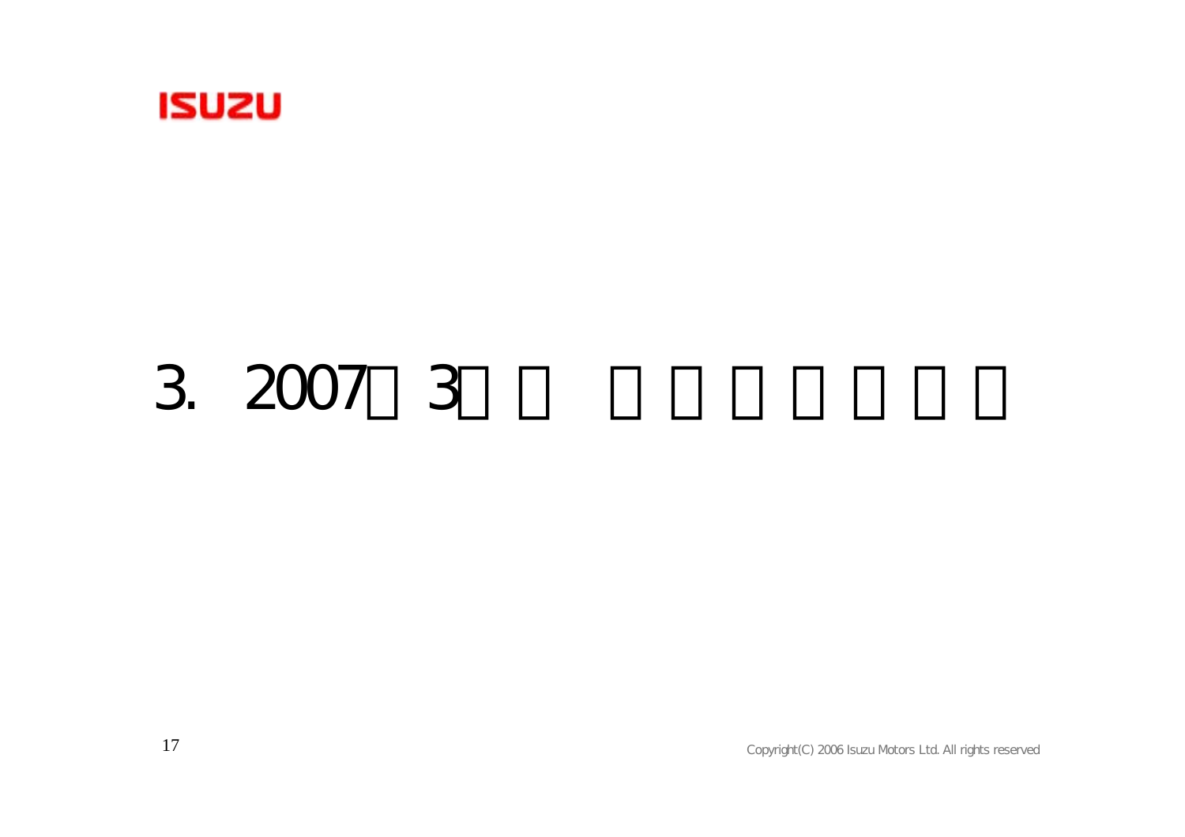# 3. 2007□3□□ □□□□□□□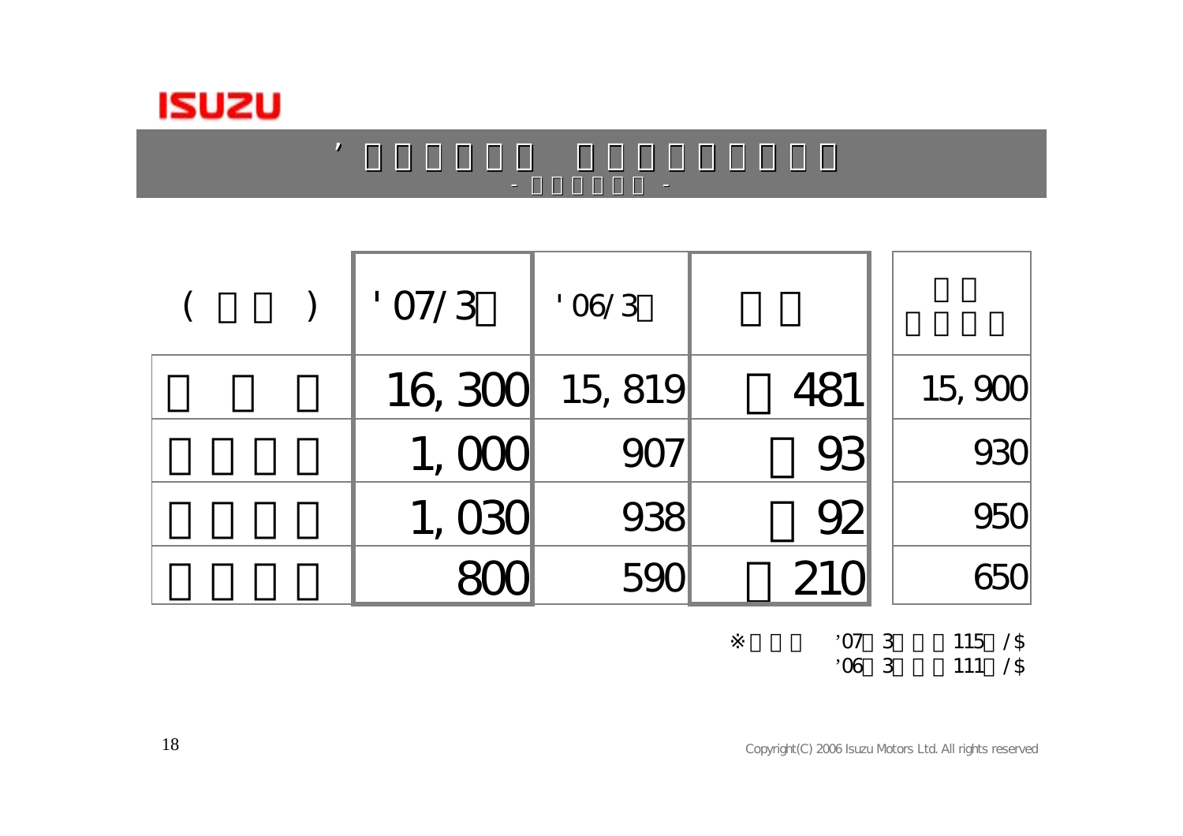# ’□□□□□□ □□□□□□□□□

- □□□□□□ -

| ( □□ ) | '07/3□ | '06/3□ | □□ | □□ □□□□ |
|---|---|---|---|---|
| □□□ | 16,300 | 15,819 | □481 | 15,900 |
| □□□□ | 1,000 | 907 | □93 | 930 |
| □□□□ | 1,030 | 938 | □92 | 950 |
| □□□□ | 800 | 590 | □210 | 650 |

※□□□ ’07□3□□□115□/$
’06□3□□□111□/$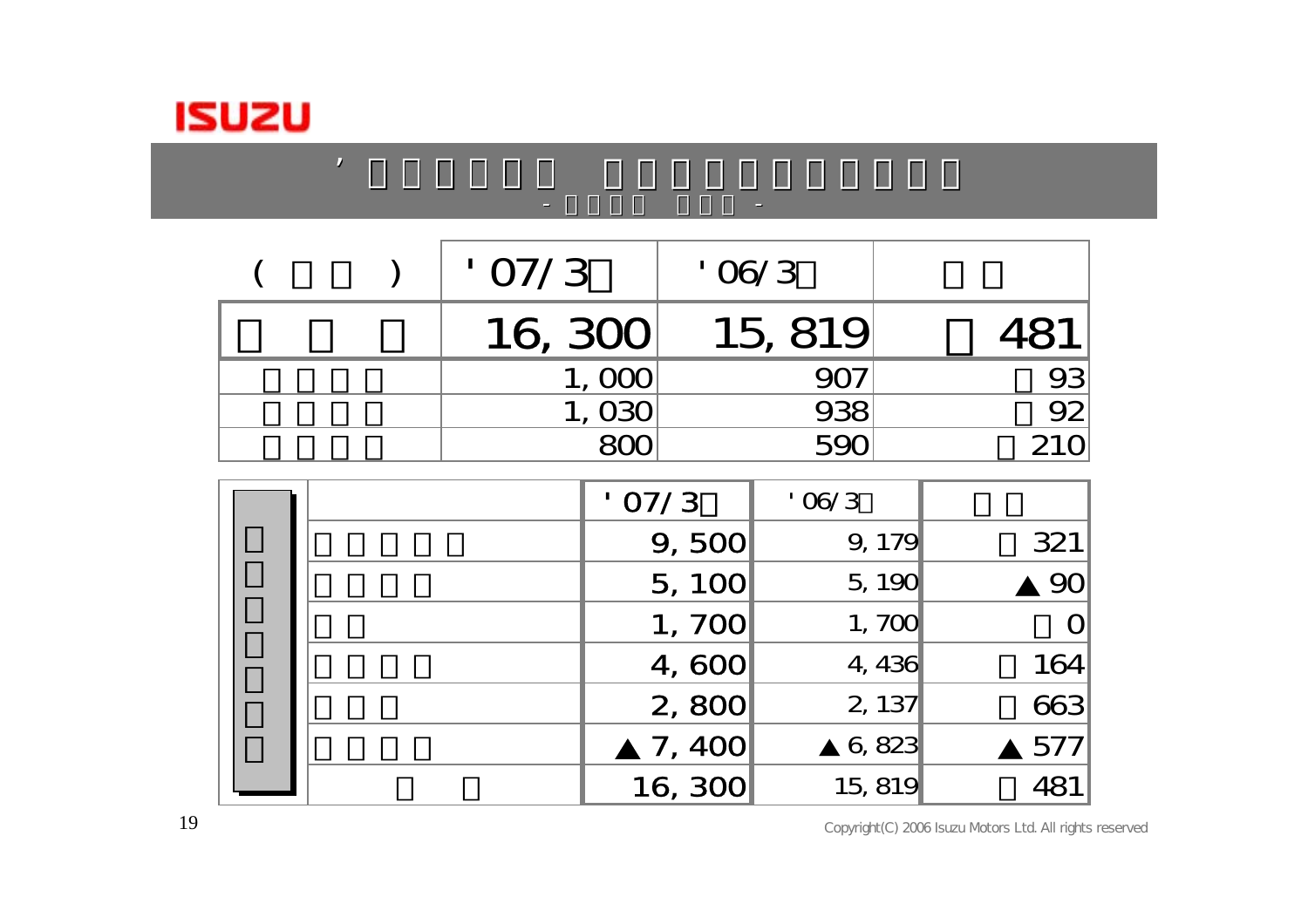| ( ) | '07/3 | '06/3 | |
|---|---|---|---|
| | 16,300 | 15,819 | 481 |
| | 1,000 | 907 | 93 |
| | 1,030 | 938 | 92 |
| | 800 | 590 | 210 |

| | | '07/3 | '06/3 | |
|---|---|---|---|---|
| | | 9,500 | 9,179 | 321 |
| | | 5,100 | 5,190 | ▲90 |
| | | 1,700 | 1,700 | 0 |
| | | 4,600 | 4,436 | 164 |
| | | 2,800 | 2,137 | 663 |
| | | ▲7,400 | ▲6,823 | ▲577 |
| | | 16,300 | 15,819 | 481 |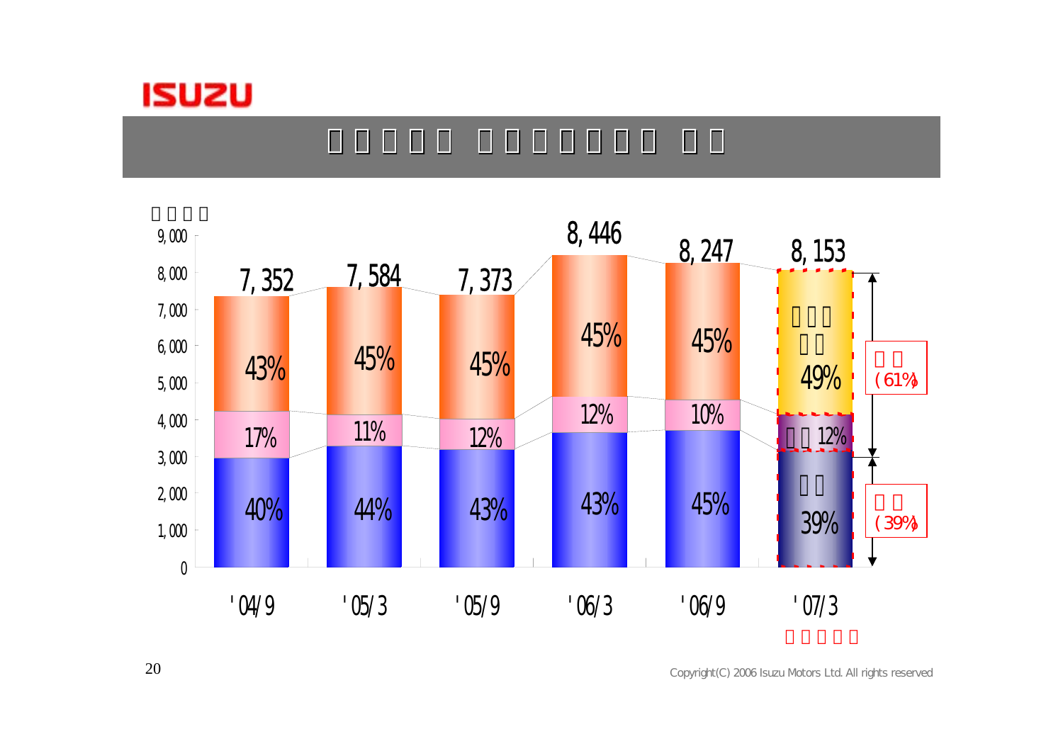| | '04/9 | '05/3 | '05/9 | '06/3 | '06/9 | '07/3 |
|---|---|---|---|---|---|---|
| Total | 7,352 | 7,584 | 7,373 | 8,446 | 8,247 | 8,153 |
| Top segment | 43% | 45% | 45% | 45% | 45% | 49% |
| Middle segment | 17% | 11% | 12% | 12% | 10% | 12% |
| Bottom segment | 40% | 44% | 43% | 43% | 45% | 39% |

'07/3: top + middle segments (61%), bottom segment (39%)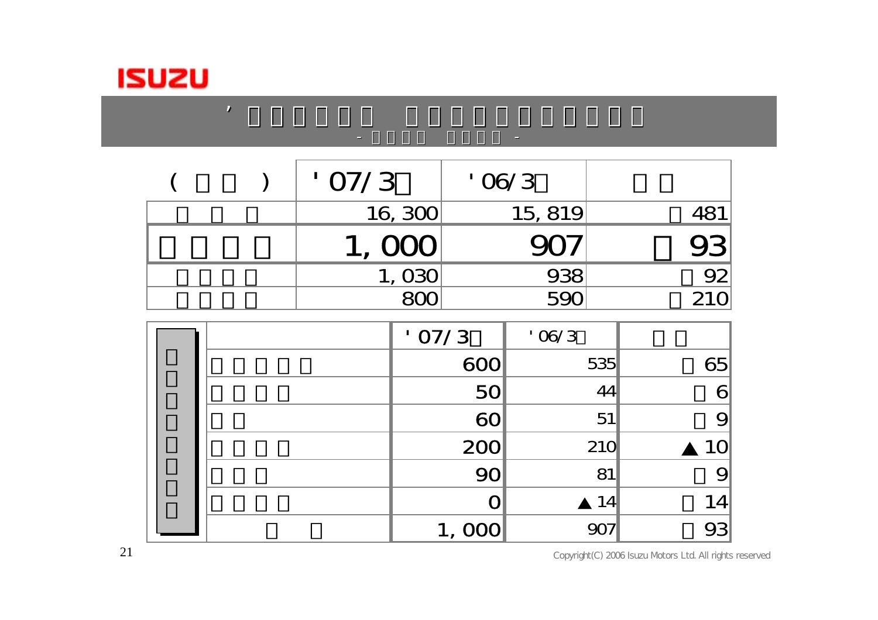## ’□□□□□□ □□□□□□□□□□

- □□□□ □□□□ -

| ( □□ ) | '07/3□ | '06/3□ | □□ |
|---|---|---|---|
| □□□ | 16,300 | 15,819 | □481 |
| **□□□□** | **1,000** | **907** | **□93** |
| □□□□ | 1,030 | 938 | □92 |
| □□□□ | 800 | 590 | □210 |

| □□□□□□□□ | | '07/3□ | '06/3□ | □□ |
|---|---|---|---|---|
| | □□□□□ | 600 | 535 | □65 |
| | □□□□ | 50 | 44 | □6 |
| | □□ | 60 | 51 | □9 |
| | □□□□ | 200 | 210 | ▲10 |
| | □□□ | 90 | 81 | □9 |
| | □□□□ | 0 | ▲14 | □14 |
| | □□ | 1,000 | 907 | □93 |

Copyright(C) 2006 Isuzu Motors Ltd. All rights reserved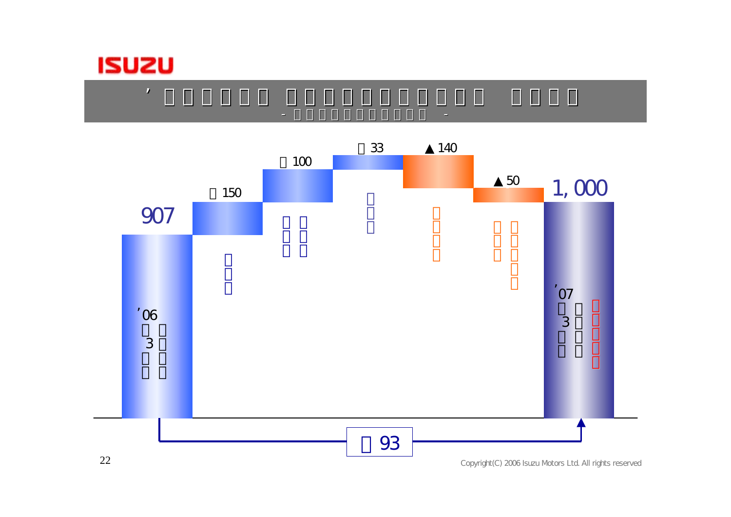’

\- -

□150

□100

□33

▲140

▲50

907

1,000

’06 3

’07 3

□93

Copyright(C) 2006 Isuzu Motors Ltd. All rights reserved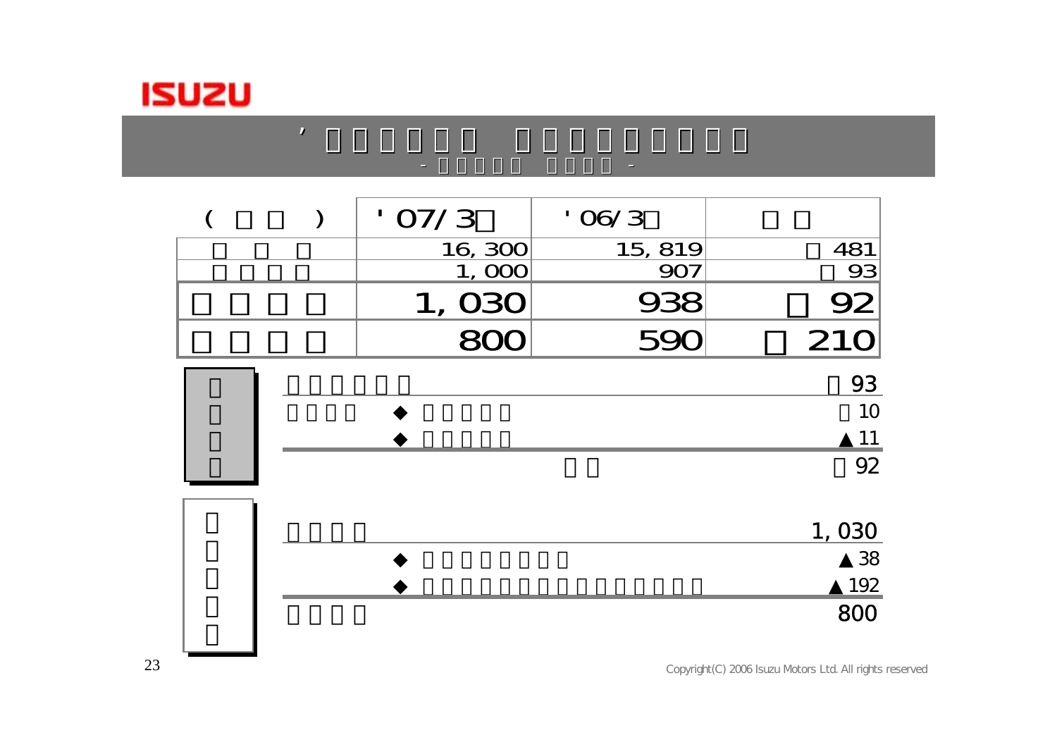| | '07/3 | '06/3 | |
|---|---|---|---|
| | 16, 300 | 15, 819 | 481 |
| | 1, 000 | 907 | 93 |
| | **1, 030** | **938** | **92** |
| | **800** | **590** | **210** |

| | | |
|---|---|---|
| | | 93 |
| | ◆ | 10 |
| | ◆ | ▲11 |
| | | 92 |

| | | |
|---|---|---|
| | | 1, 030 |
| | ◆ | ▲38 |
| | ◆ | ▲192 |
| | | 800 |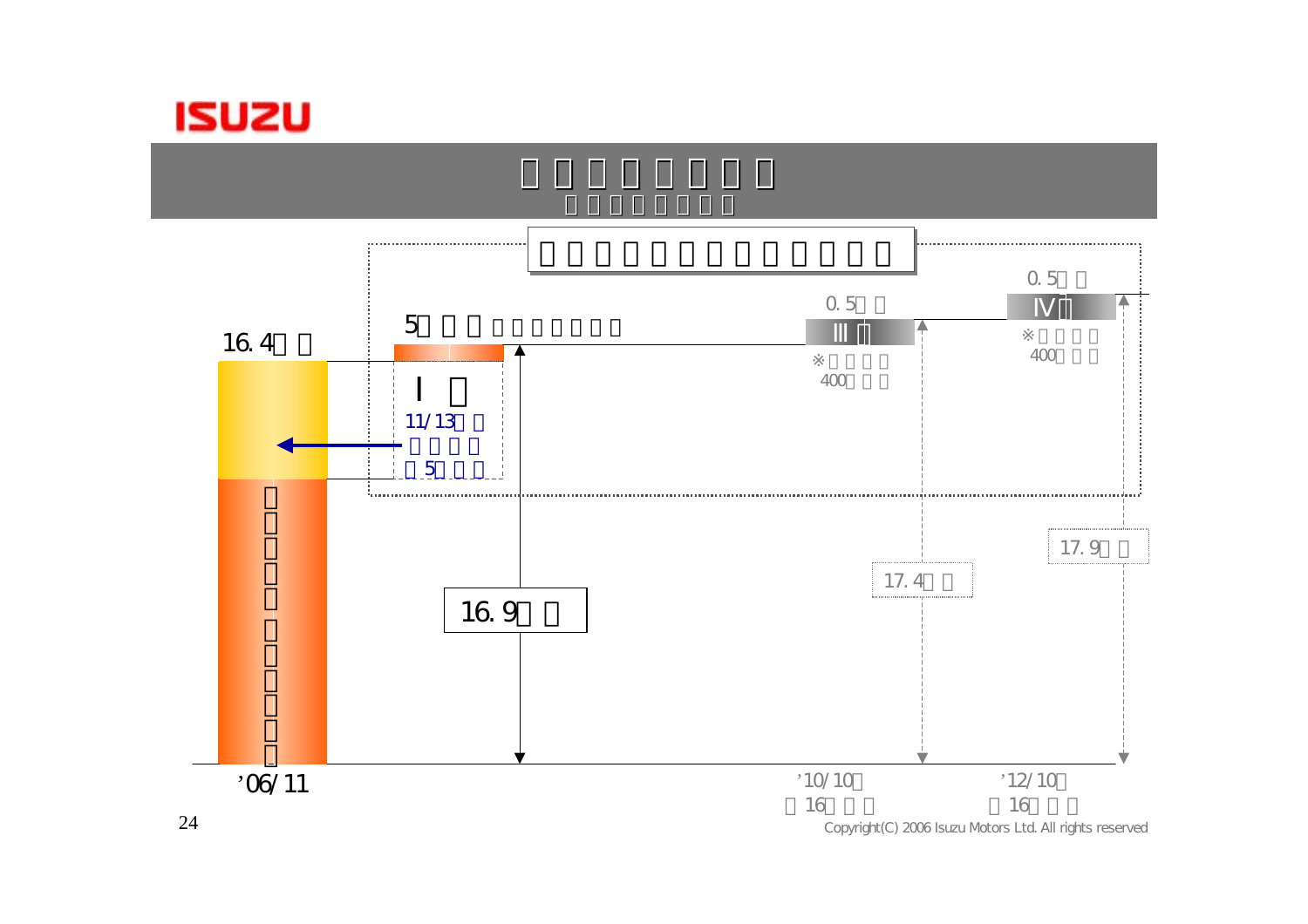16.4

5

Ⅰ

11/13

5

16.9

0.5

Ⅲ

※

400

0.5

Ⅳ

※

400

17.4

17.9

'06/11

'10/10

16

'12/10

16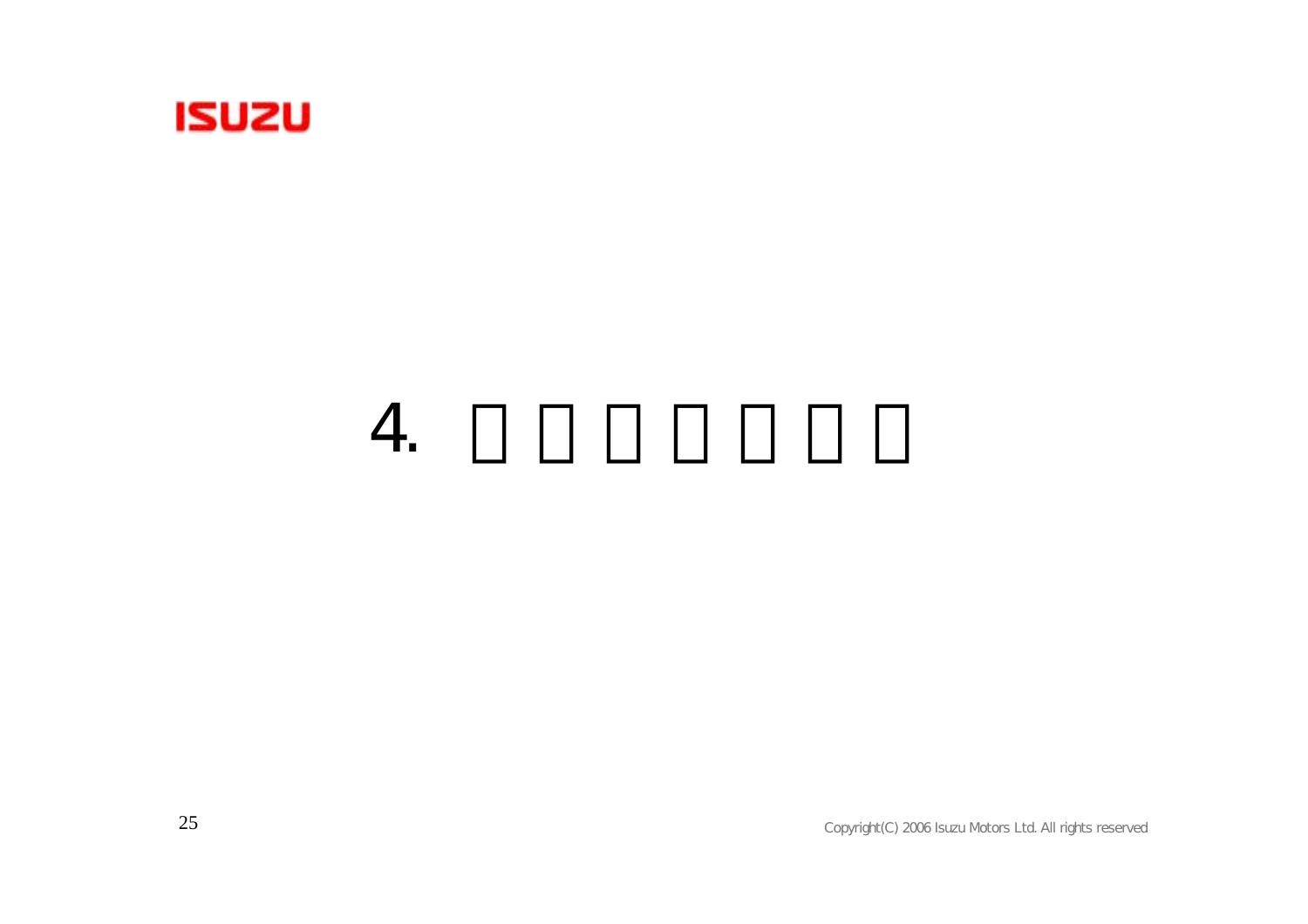# 4. □ □ □ □ □ □ □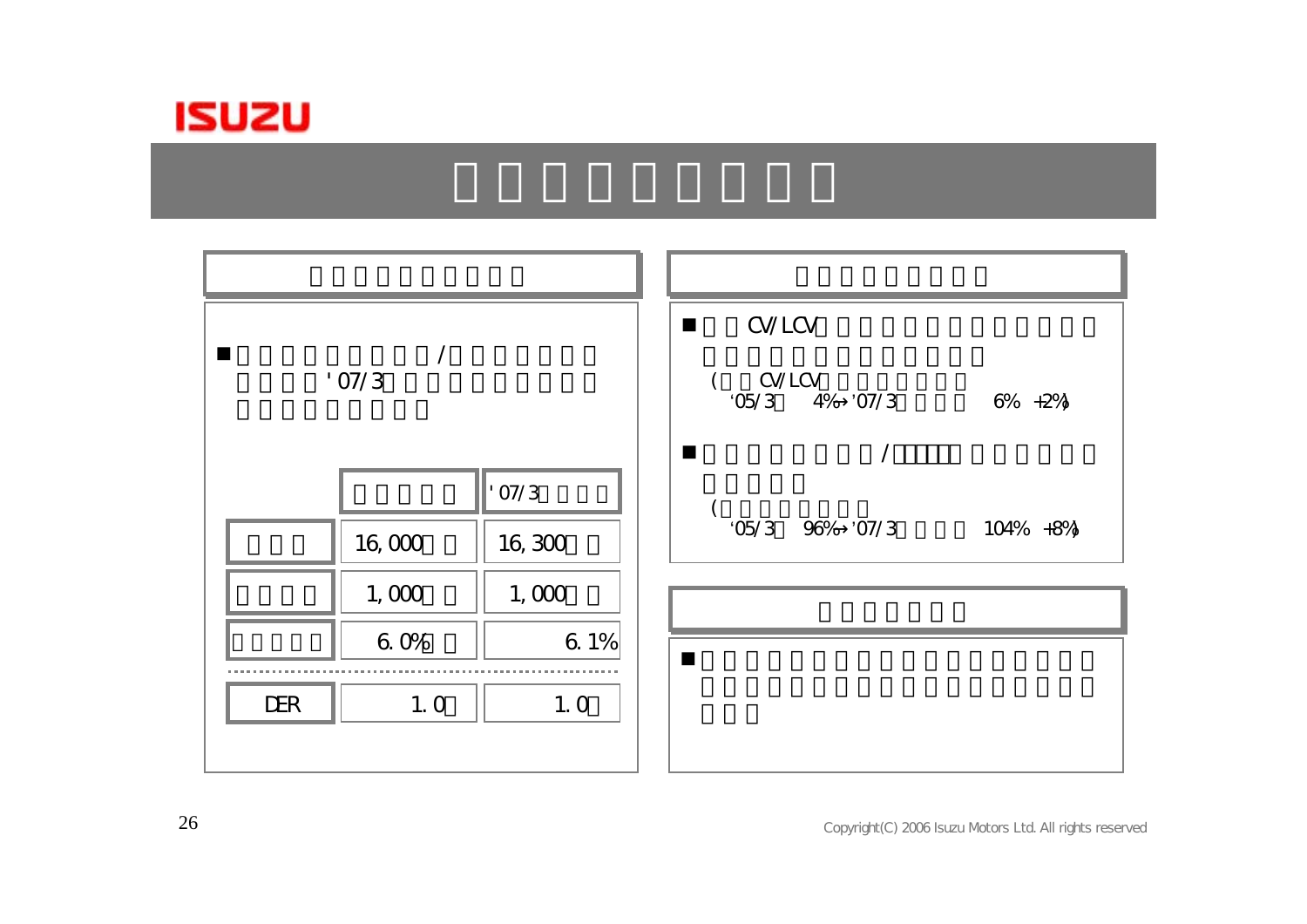■ / '07/3

| | | '07/3 |
|---|---|---|
| | 16,000 | 16,300 |
| | 1,000 | 1,000 |
| | 6.0% | 6.1% |
| DER | 1.0 | 1.0 |

■ CV/LCV

(CV/LCV
'05/3 4%→'07/3 6% +2%)

■ /

(
'05/3 96%→'07/3 104% +8%)

■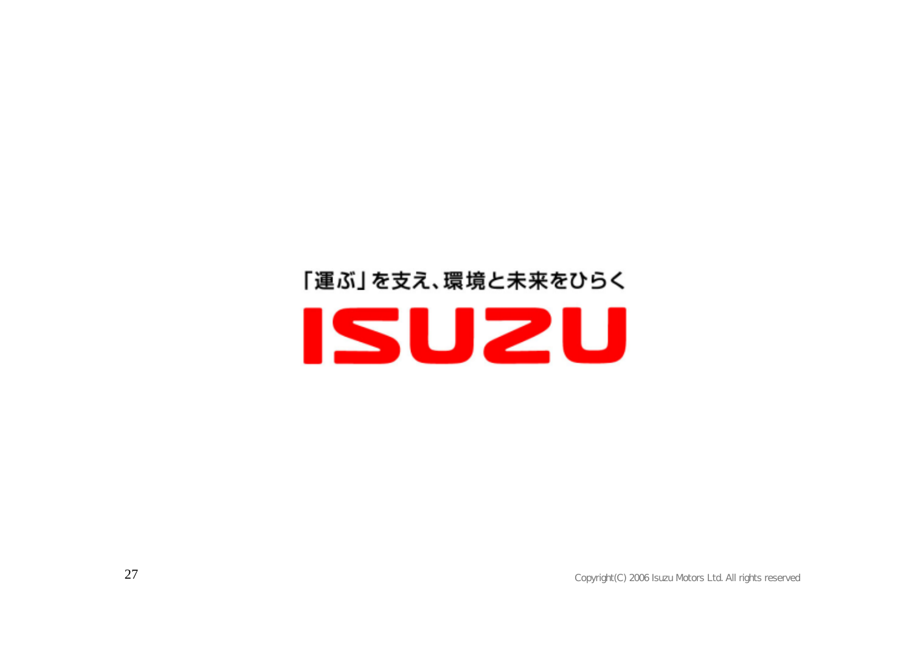「運ぶ」を支え、環境と未来をひらく

ISUZU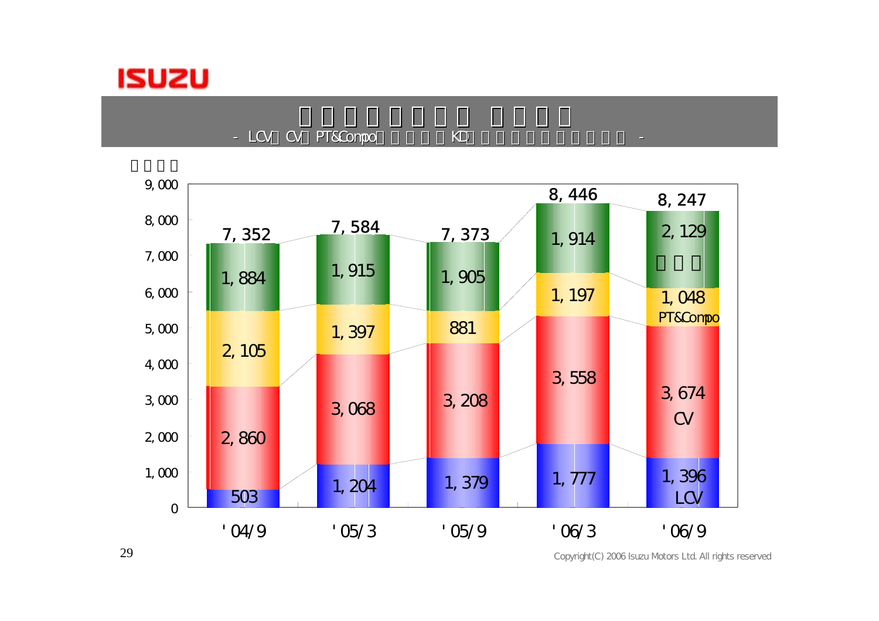# □□□□□□□□ □□□□

- LCV□CV□PT&Compo□□□□□KD□□□□□□□□□□□□□ -

□□□□

| | '04/9 | '05/3 | '05/9 | '06/3 | '06/9 |
|---|---|---|---|---|---|
| □□□ | 1,884 | 1,915 | 1,905 | 1,914 | 2,129 |
| PT&Compo | 2,105 | 1,397 | 881 | 1,197 | 1,048 |
| CV | 2,860 | 3,068 | 3,208 | 3,558 | 3,674 |
| LCV | 503 | 1,204 | 1,379 | 1,777 | 1,396 |
| Total | 7,352 | 7,584 | 7,373 | 8,446 | 8,247 |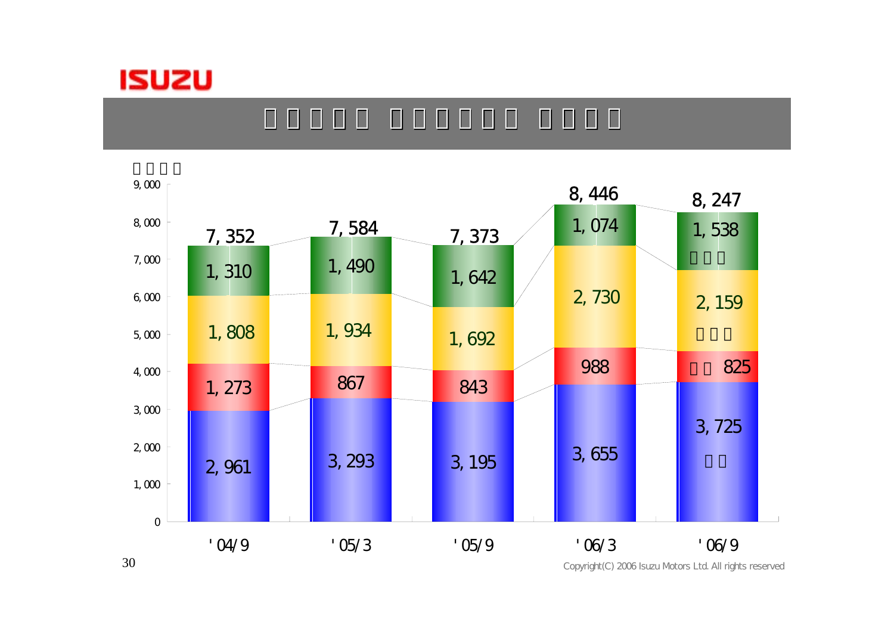# □□□□□ □□□□□□ □□□□

□□□□

| | '04/9 | '05/3 | '05/9 | '06/3 | '06/9 |
|---|---|---|---|---|---|
| □□□ | 1,310 | 1,490 | 1,642 | 1,074 | 1,538 |
| □□□ | 1,808 | 1,934 | 1,692 | 2,730 | 2,159 |
| □□ | 1,273 | 867 | 843 | 988 | 825 |
| □□ | 2,961 | 3,293 | 3,195 | 3,655 | 3,725 |
| Total | 7,352 | 7,584 | 7,373 | 8,446 | 8,247 |

Copyright(C) 2006 Isuzu Motors Ltd. All rights reserved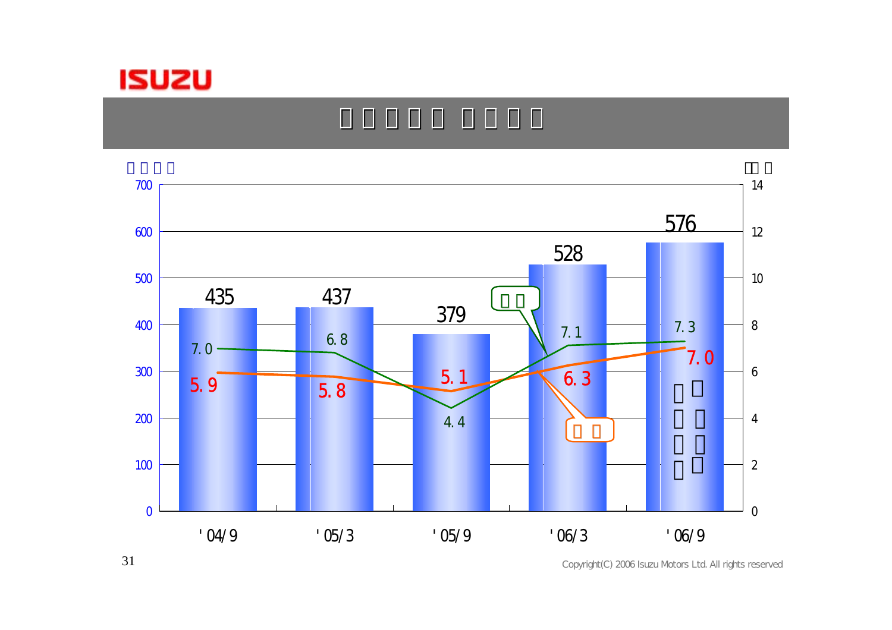ISUZU

| | '04/9 | '05/3 | '05/9 | '06/3 | '06/9 |
|---|---|---|---|---|---|
| Bar (left axis, 0–700) | 435 | 437 | 379 | 528 | 576 |
| Green line (right axis, 0–14) | 7.0 | 6.8 | 4.4 | 7.1 | 7.3 |
| Orange line (right axis, 0–14) | 5.9 | 5.8 | 5.1 | 6.3 | 7.0 |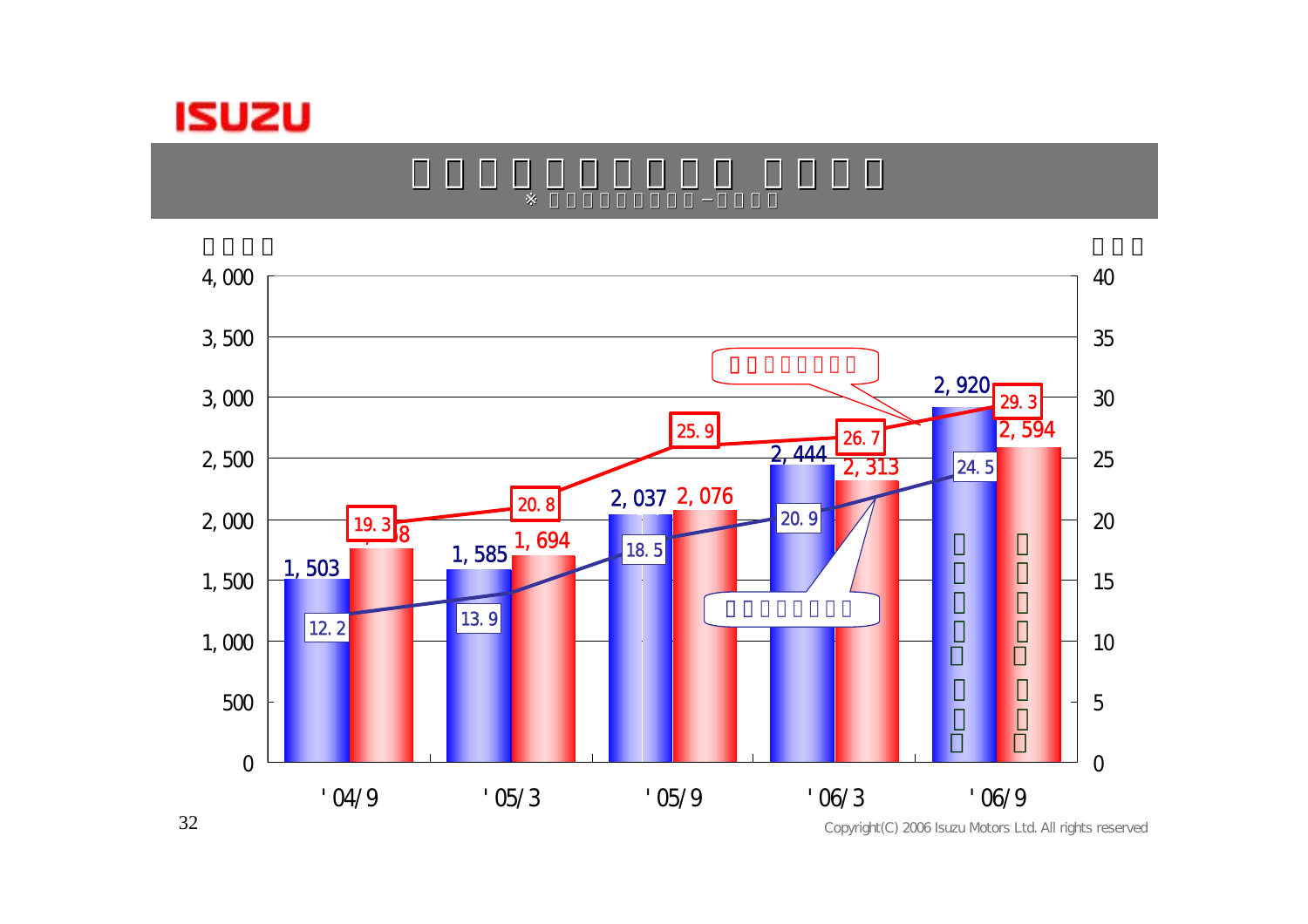ISUZU

| | '04/9 | '05/3 | '05/9 | '06/3 | '06/9 |
|---|---|---|---|---|---|
| (blue bars) | 1,503 | 1,585 | 2,037 | 2,444 | 2,920 |
| (red bars) | 1,758 | 1,694 | 2,076 | 2,313 | 2,594 |
| (red line) | 19.3 | 20.8 | 25.9 | 26.7 | 29.3 |
| (blue line) | 12.2 | 13.9 | 18.5 | 20.9 | 24.5 |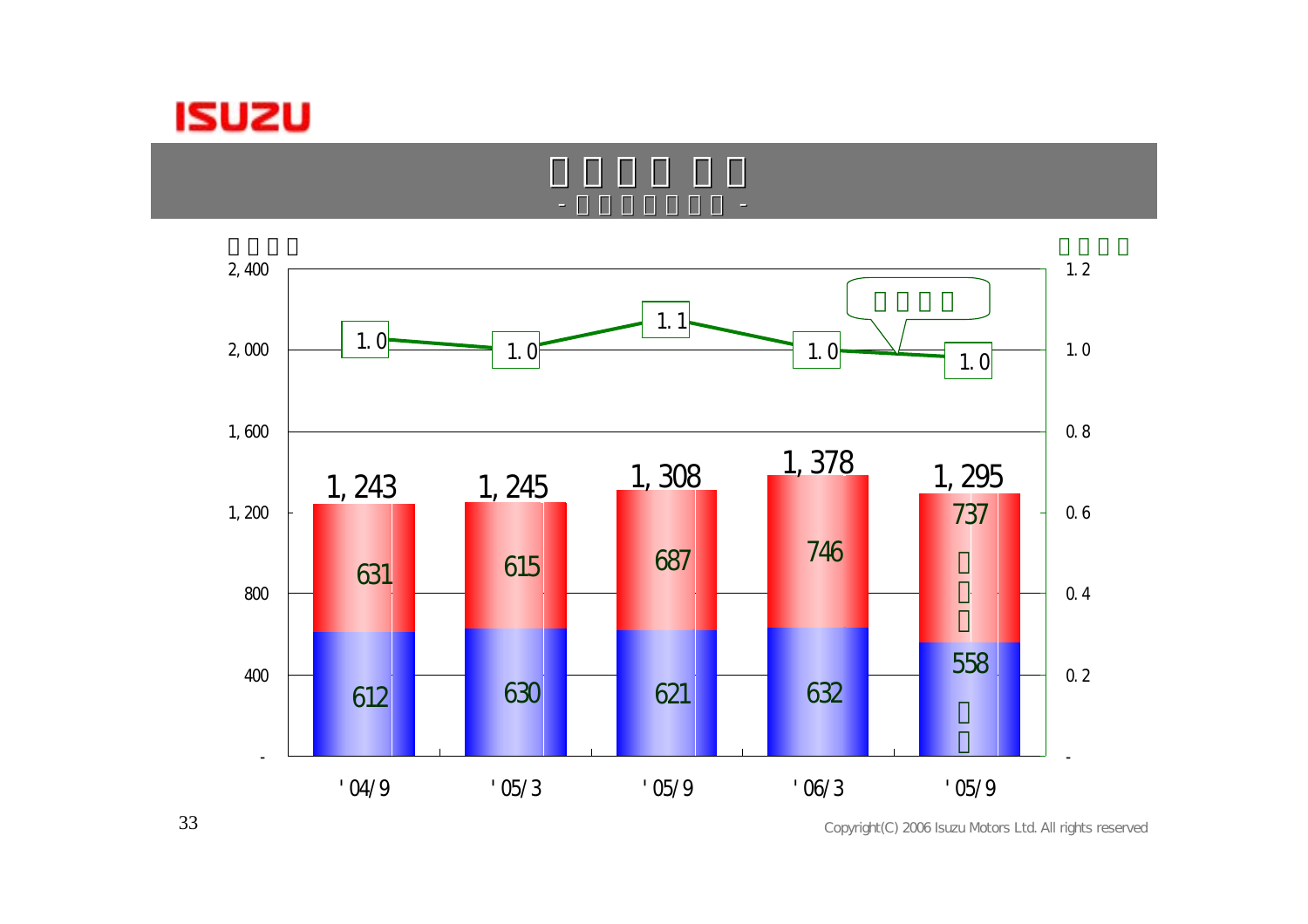| | '04/9 | '05/3 | '05/9 | '06/3 | '05/9 |
|---|---|---|---|---|---|
| Total | 1,243 | 1,245 | 1,308 | 1,378 | 1,295 |
| Upper segment (red) | 631 | 615 | 687 | 746 | 737 |
| Lower segment (blue) | 612 | 630 | 621 | 632 | 558 |
| Line (right axis) | 1.0 | 1.0 | 1.1 | 1.0 | 1.0 |

Left axis: -, 400, 800, 1,200, 1,600, 2,000, 2,400

Right axis: -, 0.2, 0.4, 0.6, 0.8, 1.0, 1.2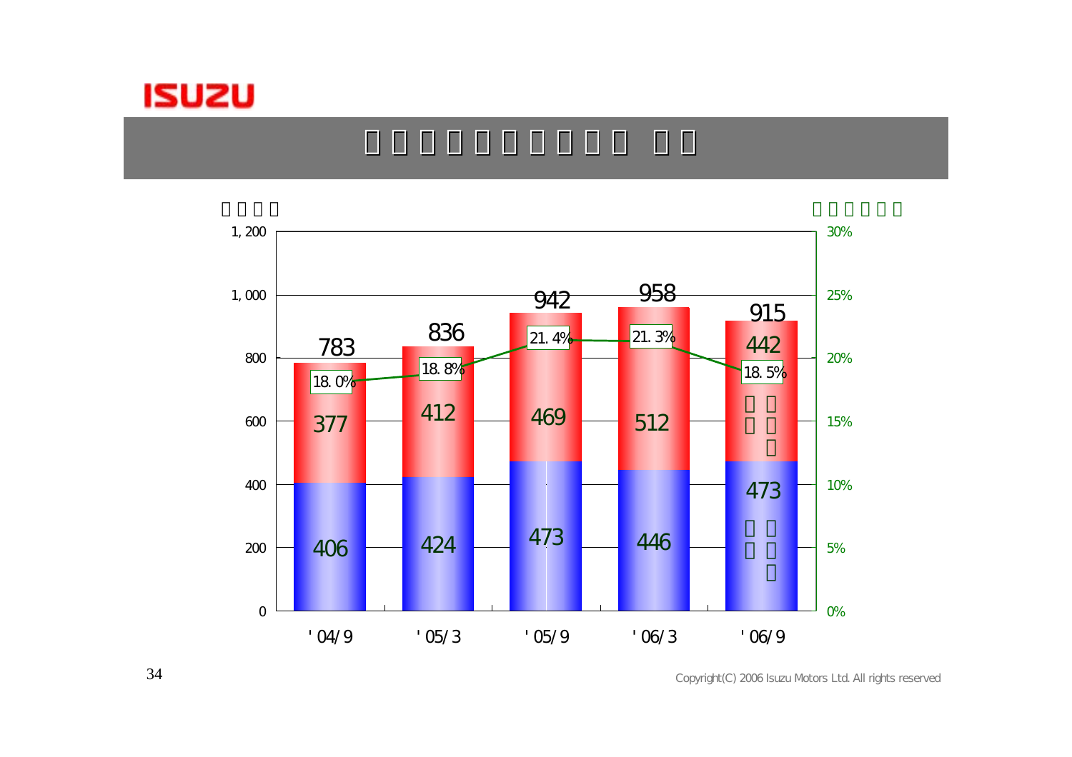ISUZU

# □□□□□□□□□□ □□

□□□□

□□□□□□

1,200
1,000
800
600
400
200
0

30%
25%
20%
15%
10%
5%
0%

783
836
942
958
915

18.0%
18.8%
21.4%
21.3%
18.5%

377
412
469
512
442

406
424
473
446
473

□□
□□
□

□□
□□
□

'04/9
'05/3
'05/9
'06/3
'06/9

Copyright(C) 2006 Isuzu Motors Ltd. All rights reserved